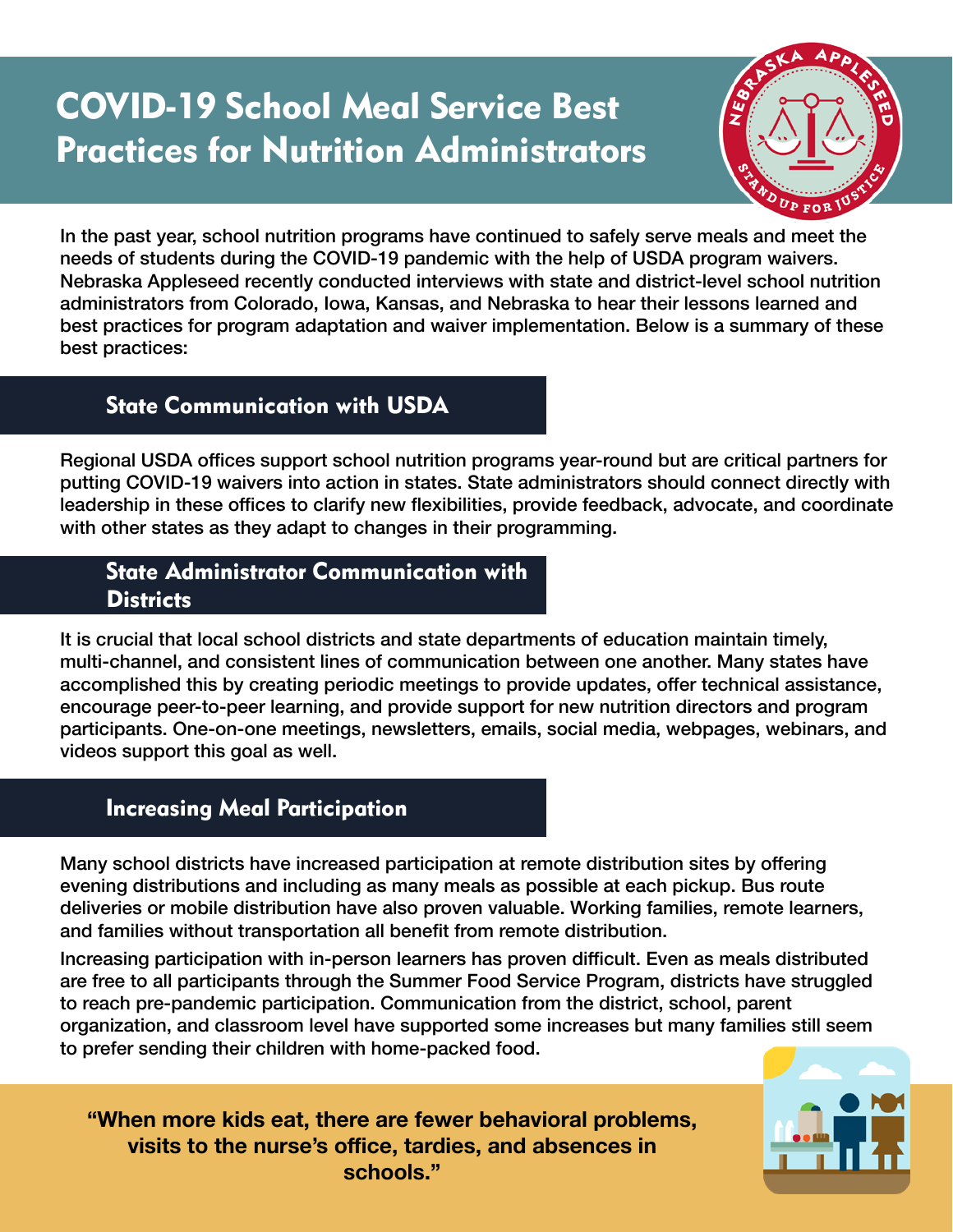# COVID-19 School Meal Service Best Practices for Nutrition Administrators

In the past year, school nutrition programs have continued to safely serve meals and meet the needs of students during the COVID-19 pandemic with the help of USDA program waivers. Nebraska Appleseed recently conducted interviews with state and district-level school nutrition administrators from Colorado, Iowa, Kansas, and Nebraska to hear their lessons learned and best practices for program adaptation and waiver implementation. Below is a summary of these best practices:

## State Communication with USDA

Regional USDA offices support school nutrition programs year-round but are critical partners for putting COVID-19 waivers into action in states. State administrators should connect directly with leadership in these offices to clarify new flexibilities, provide feedback, advocate, and coordinate with other states as they adapt to changes in their programming.

## State Administrator Communication with Districts

It is crucial that local school districts and state departments of education maintain timely, multi-channel, and consistent lines of communication between one another. Many states have accomplished this by creating periodic meetings to provide updates, offer technical assistance, encourage peer-to-peer learning, and provide support for new nutrition directors and program participants. One-on-one meetings, newsletters, emails, social media, webpages, webinars, and videos support this goal as well.

## Increasing Meal Participation

Many school districts have increased participation at remote distribution sites by offering evening distributions and including as many meals as possible at each pickup. Bus route deliveries or mobile distribution have also proven valuable. Working families, remote learners, and families without transportation all benefit from remote distribution.

Increasing participation with in-person learners has proven difficult. Even as meals distributed are free to all participants through the Summer Food Service Program, districts have struggled to reach pre-pandemic participation. Communication from the district, school, parent organization, and classroom level have supported some increases but many families still seem to prefer sending their children with home-packed food.

**"When more kids eat, there are fewer behavioral problems, visits to the nurse's office, tardies, and absences in schools."**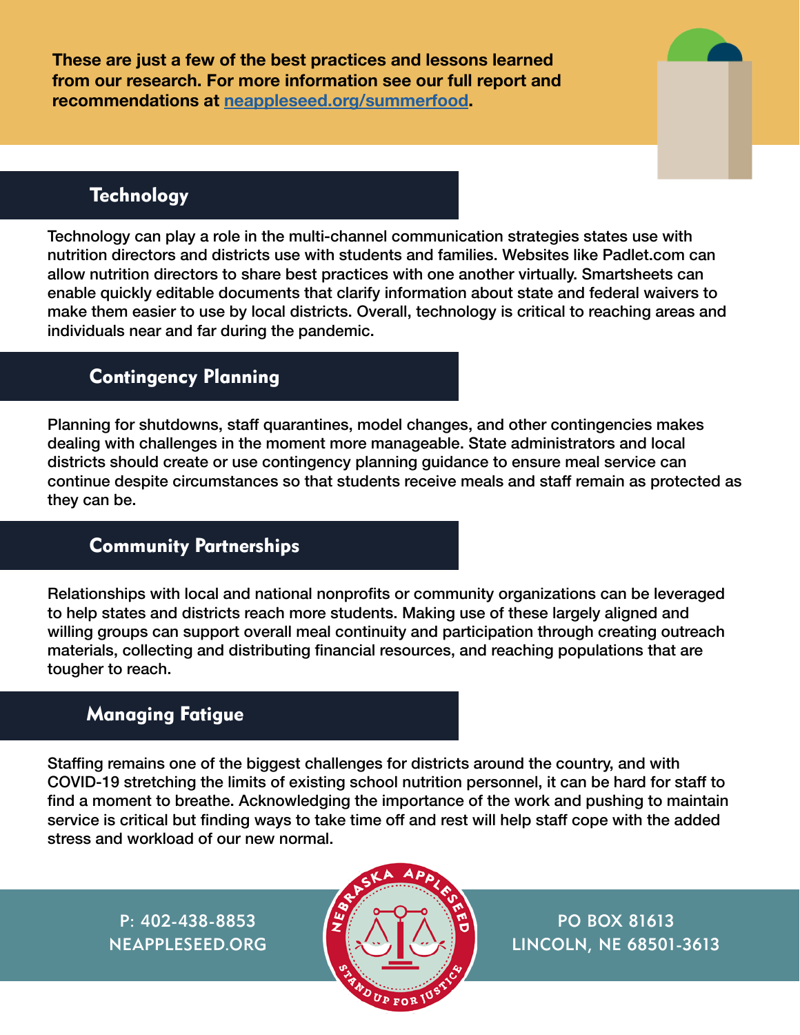**These are just a few of the best practices and lessons learned from our research. For more information see our full report and recommendations at [neappleseed.org/summerfood](neappleseed.org/summerfood).**

## Technology

Technology can play a role in the multi-channel communication strategies states use with nutrition directors and districts use with students and families. Websites like Padlet.com can allow nutrition directors to share best practices with one another virtually. Smartsheets can enable quickly editable documents that clarify information about state and federal waivers to make them easier to use by local districts. Overall, technology is critical to reaching areas and individuals near and far during the pandemic.

## Contingency Planning

Planning for shutdowns, staff quarantines, model changes, and other contingencies makes dealing with challenges in the moment more manageable. State administrators and local districts should create or use contingency planning guidance to ensure meal service can continue despite circumstances so that students receive meals and staff remain as protected as they can be.

## Community Partnerships

Relationships with local and national nonprofits or community organizations can be leveraged to help states and districts reach more students. Making use of these largely aligned and willing groups can support overall meal continuity and participation through creating outreach materials, collecting and distributing financial resources, and reaching populations that are tougher to reach.

## Managing Fatigue

Staffing remains one of the biggest challenges for districts around the country, and with COVID-19 stretching the limits of existing school nutrition personnel, it can be hard for staff to find a moment to breathe. Acknowledging the importance of the work and pushing to maintain service is critical but finding ways to take time off and rest will help staff cope with the added stress and workload of our new normal.

P: 402-438-8853
NEAPPLESEED.ORG

NEBRASKA APPLESEED
STAND UP FOR JUSTICE

PO BOX 81613
LINCOLN, NE 68501-3613